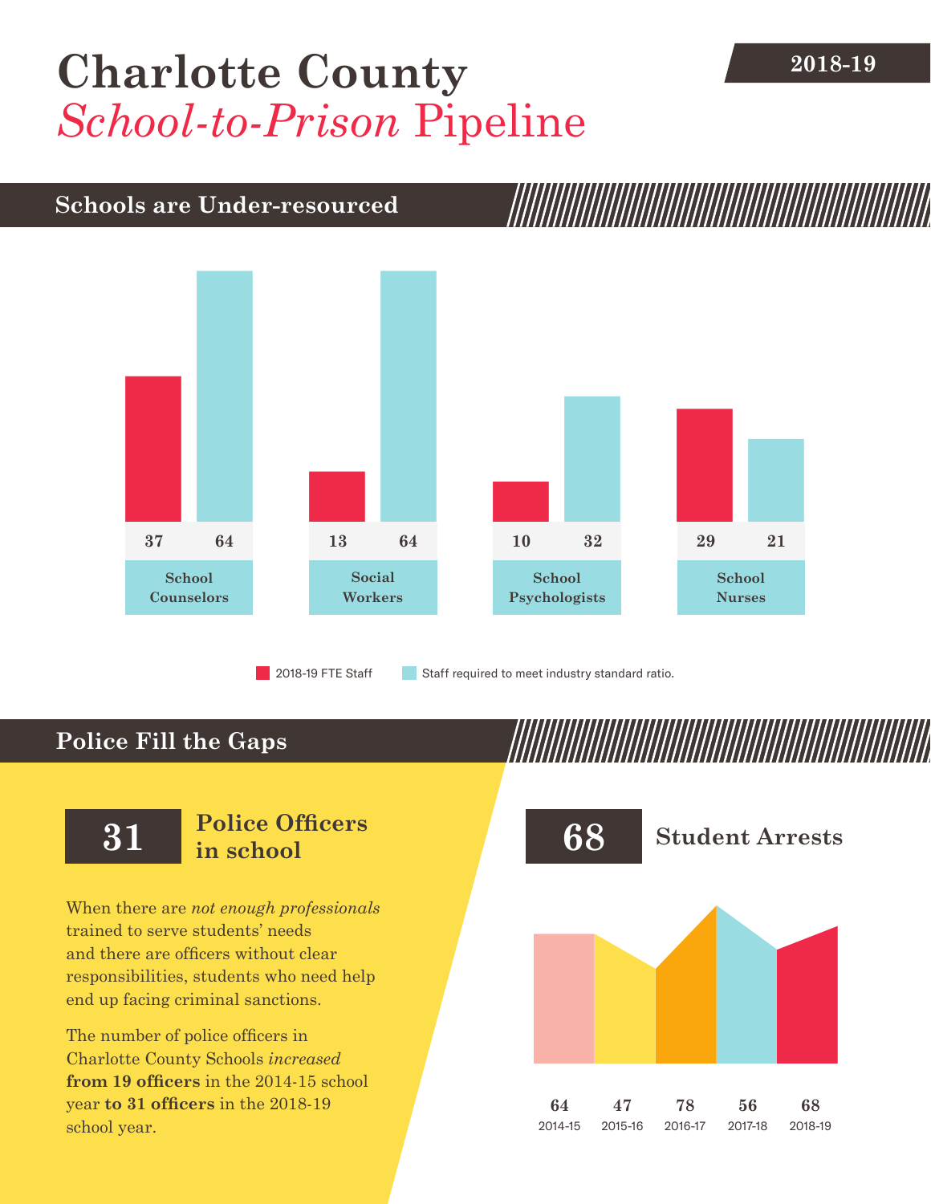# Charlotte County *School-to-Prison* Pipeline

**2018-19**

## Schools are Under-resourced

| | 2018-19 FTE Staff | Staff required to meet industry standard ratio. |
|---|---|---|
| School Counselors | 37 | 64 |
| Social Workers | 13 | 64 |
| School Psychologists | 10 | 32 |
| School Nurses | 29 | 21 |

## Police Fill the Gaps

**31** **Police Officers in school**

When there are *not enough professionals* trained to serve students' needs and there are officers without clear responsibilities, students who need help end up facing criminal sanctions.

The number of police officers in Charlotte County Schools *increased* **from 19 officers** in the 2014-15 school year **to 31 officers** in the 2018-19 school year.

**68** **Student Arrests**

| 2014-15 | 2015-16 | 2016-17 | 2017-18 | 2018-19 |
|---|---|---|---|---|
| 64 | 47 | 78 | 56 | 68 |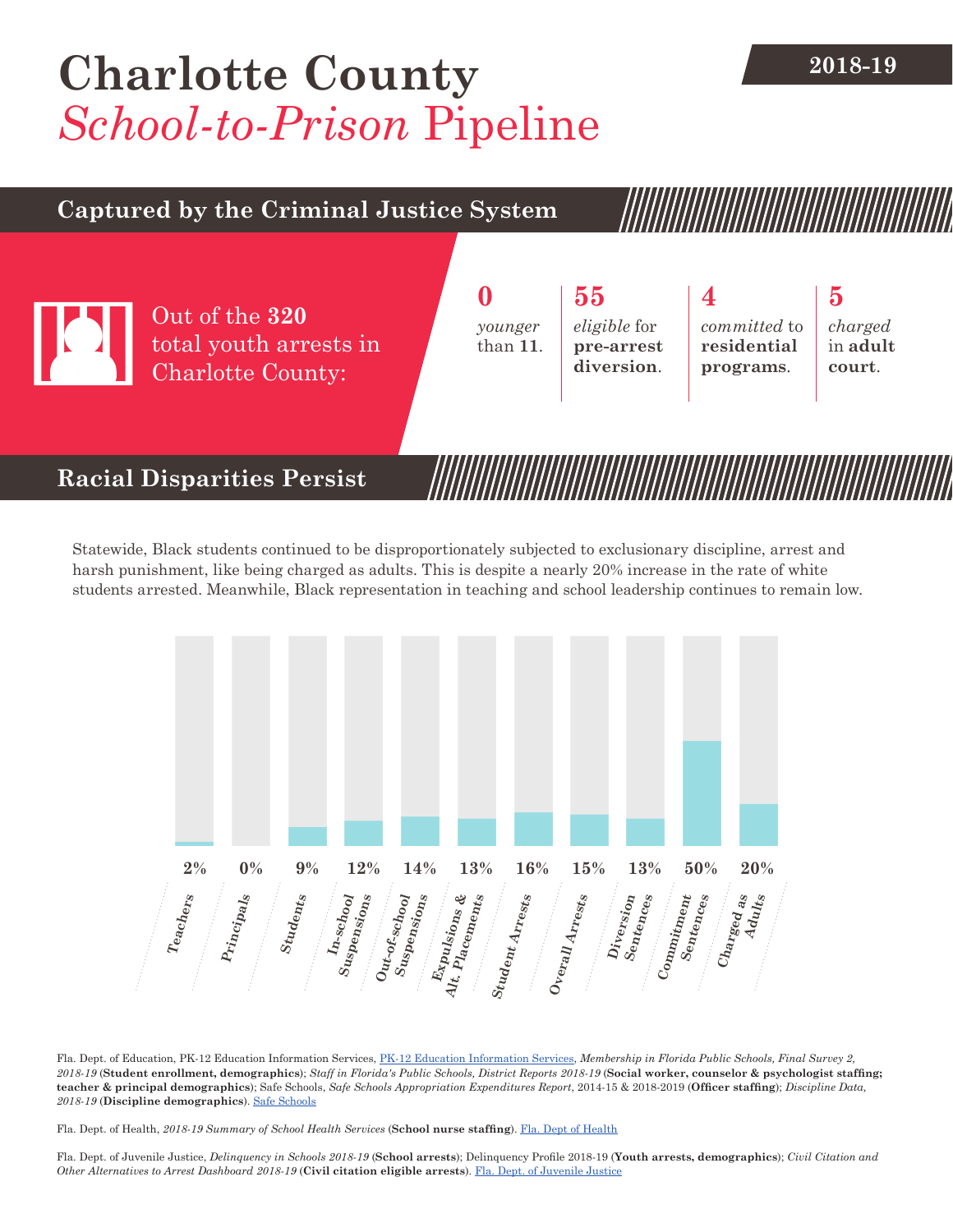# Charlotte County *School-to-Prison* Pipeline

2018-19

## Captured by the Criminal Justice System

Out of the **320** total youth arrests in Charlotte County:

**0** *younger* than **11**.

**55** *eligible* for **pre-arrest diversion**.

**4** *committed* to **residential programs**.

**5** *charged* in **adult court**.

## Racial Disparities Persist

Statewide, Black students continued to be disproportionately subjected to exclusionary discipline, arrest and harsh punishment, like being charged as adults. This is despite a nearly 20% increase in the rate of white students arrested. Meanwhile, Black representation in teaching and school leadership continues to remain low.

2% Teachers
0% Principals
9% Students
12% In-school Suspensions
14% Out-of-school Suspensions
13% Expulsions & Alt. Placements
16% Student Arrests
15% Overall Arrests
13% Diversion Sentences
50% Commitment Sentences
20% Charged as Adults

Fla. Dept. of Education, PK-12 Education Information Services, PK-12 Education Information Services, *Membership in Florida Public Schools, Final Survey 2, 2018-19* (**Student enrollment, demographics**); *Staff in Florida's Public Schools, District Reports 2018-19* (**Social worker, counselor & psychologist staffing; teacher & principal demographics**); Safe Schools, *Safe Schools Appropriation Expenditures Report*, 2014-15 & 2018-2019 (**Officer staffing**); *Discipline Data, 2018-19* (**Discipline demographics**). Safe Schools

Fla. Dept. of Health, *2018-19 Summary of School Health Services* (**School nurse staffing**). Fla. Dept of Health

Fla. Dept. of Juvenile Justice, *Delinquency in Schools 2018-19* (**School arrests**); Delinquency Profile 2018-19 (**Youth arrests, demographics**); *Civil Citation and Other Alternatives to Arrest Dashboard 2018-19* (**Civil citation eligible arrests**). Fla. Dept. of Juvenile Justice